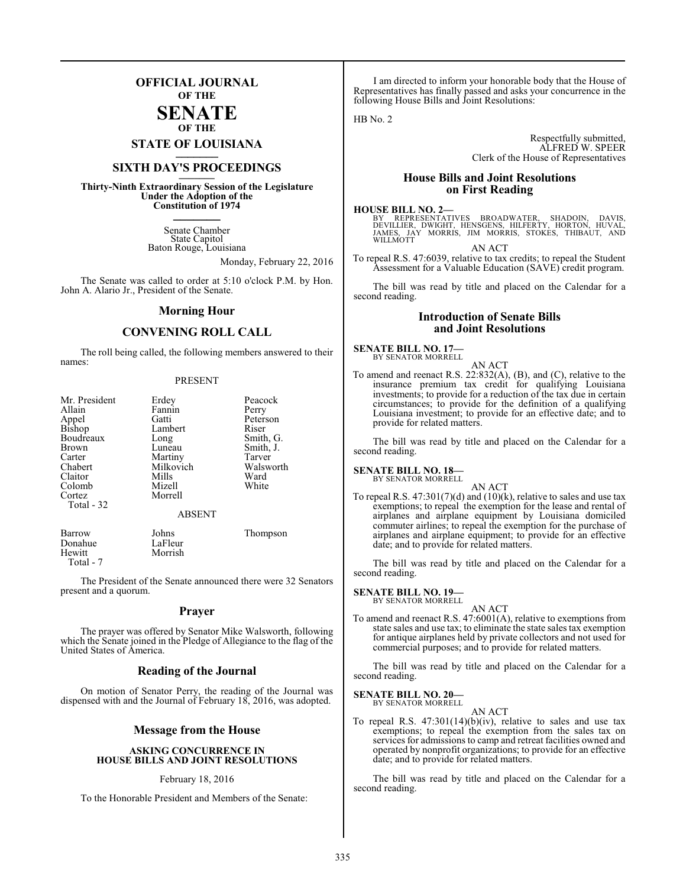# OFFICIAL JOURNAL

OF THE

# SENATE

OF THE

## STATE OF LOUISIANA

## SIXTH DAY'S PROCEEDINGS

**Thirty-Ninth Extraordinary Session of the Legislature Under the Adoption of the Constitution of 1974**

Senate Chamber
State Capitol
Baton Rouge, Louisiana

Monday, February 22, 2016

The Senate was called to order at 5:10 o'clock P.M. by Hon. John A. Alario Jr., President of the Senate.

## Morning Hour

## CONVENING ROLL CALL

The roll being called, the following members answered to their names:

PRESENT

| | | |
|---|---|---|
| Mr. President | Erdey | Peacock |
| Allain | Fannin | Perry |
| Appel | Gatti | Peterson |
| Bishop | Lambert | Riser |
| Boudreaux | Long | Smith, G. |
| Brown | Luneau | Smith, J. |
| Carter | Martiny | Tarver |
| Chabert | Milkovich | Walsworth |
| Claitor | Mills | Ward |
| Colomb | Mizell | White |
| Cortez | Morrell | |
| Total - 32 | | |

ABSENT

| | | |
|---|---|---|
| Barrow | Johns | Thompson |
| Donahue | LaFleur | |
| Hewitt | Morrish | |
| Total - 7 | | |

The President of the Senate announced there were 32 Senators present and a quorum.

## Prayer

The prayer was offered by Senator Mike Walsworth, following which the Senate joined in the Pledge of Allegiance to the flag of the United States of America.

## Reading of the Journal

On motion of Senator Perry, the reading of the Journal was dispensed with and the Journal of February 18, 2016, was adopted.

## Message from the House

**ASKING CONCURRENCE IN HOUSE BILLS AND JOINT RESOLUTIONS**

February 18, 2016

To the Honorable President and Members of the Senate:

I am directed to inform your honorable body that the House of Representatives has finally passed and asks your concurrence in the following House Bills and Joint Resolutions:

HB No. 2

Respectfully submitted,
ALFRED W. SPEER
Clerk of the House of Representatives

## House Bills and Joint Resolutions on First Reading

**HOUSE BILL NO. 2—**
BY REPRESENTATIVES BROADWATER, SHADOIN, DAVIS, DEVILLIER, DWIGHT, HENSGENS, HILFERTY, HORTON, HUVAL, JAMES, JAY MORRIS, JIM MORRIS, STOKES, THIBAUT, AND WILLMOTT

AN ACT

To repeal R.S. 47:6039, relative to tax credits; to repeal the Student Assessment for a Valuable Education (SAVE) credit program.

The bill was read by title and placed on the Calendar for a second reading.

## Introduction of Senate Bills and Joint Resolutions

**SENATE BILL NO. 17—**
BY SENATOR MORRELL

AN ACT

To amend and reenact R.S. 22:832(A), (B), and (C), relative to the insurance premium tax credit for qualifying Louisiana investments; to provide for a reduction of the tax due in certain circumstances; to provide for the definition of a qualifying Louisiana investment; to provide for an effective date; and to provide for related matters.

The bill was read by title and placed on the Calendar for a second reading.

**SENATE BILL NO. 18—**
BY SENATOR MORRELL

AN ACT

To repeal R.S. 47:301(7)(d) and (10)(k), relative to sales and use tax exemptions; to repeal the exemption for the lease and rental of airplanes and airplane equipment by Louisiana domiciled commuter airlines; to repeal the exemption for the purchase of airplanes and airplane equipment; to provide for an effective date; and to provide for related matters.

The bill was read by title and placed on the Calendar for a second reading.

**SENATE BILL NO. 19—**
BY SENATOR MORRELL

AN ACT

To amend and reenact R.S. 47:6001(A), relative to exemptions from state sales and use tax; to eliminate the state sales tax exemption for antique airplanes held by private collectors and not used for commercial purposes; and to provide for related matters.

The bill was read by title and placed on the Calendar for a second reading.

**SENATE BILL NO. 20—**
BY SENATOR MORRELL

AN ACT

To repeal R.S. 47:301(14)(b)(iv), relative to sales and use tax exemptions; to repeal the exemption from the sales tax on services for admissions to camp and retreat facilities owned and operated by nonprofit organizations; to provide for an effective date; and to provide for related matters.

The bill was read by title and placed on the Calendar for a second reading.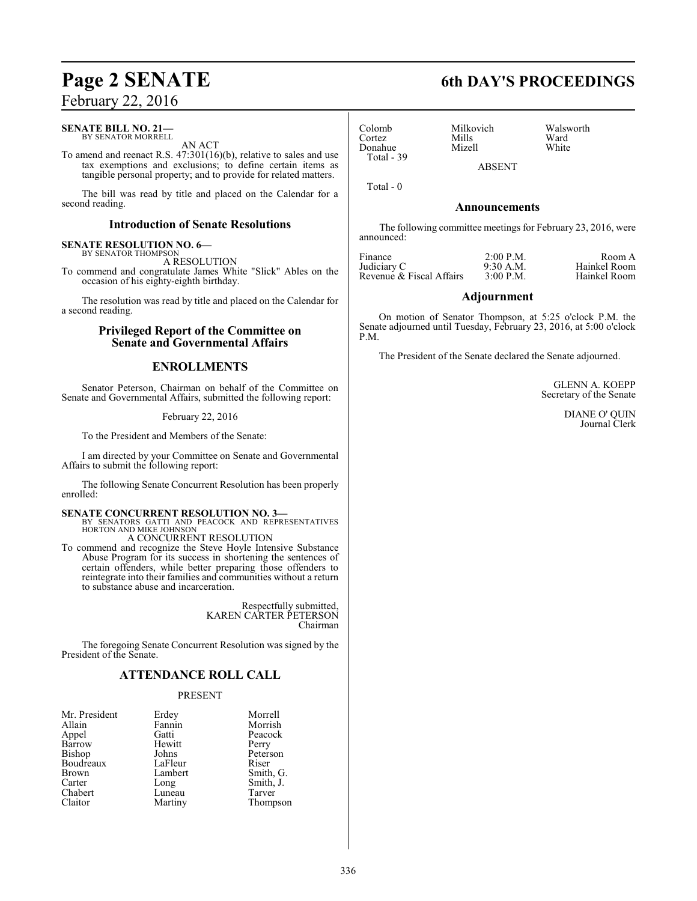**SENATE BILL NO. 21—**
BY SENATOR MORRELL

AN ACT

To amend and reenact R.S. 47:301(16)(b), relative to sales and use tax exemptions and exclusions; to define certain items as tangible personal property; and to provide for related matters.

The bill was read by title and placed on the Calendar for a second reading.

## Introduction of Senate Resolutions

**SENATE RESOLUTION NO. 6—**
BY SENATOR THOMPSON

A RESOLUTION

To commend and congratulate James White "Slick" Ables on the occasion of his eighty-eighth birthday.

The resolution was read by title and placed on the Calendar for a second reading.

## Privileged Report of the Committee on Senate and Governmental Affairs

## ENROLLMENTS

Senator Peterson, Chairman on behalf of the Committee on Senate and Governmental Affairs, submitted the following report:

February 22, 2016

To the President and Members of the Senate:

I am directed by your Committee on Senate and Governmental Affairs to submit the following report:

The following Senate Concurrent Resolution has been properly enrolled:

**SENATE CONCURRENT RESOLUTION NO. 3—**
BY SENATORS GATTI AND PEACOCK AND REPRESENTATIVES HORTON AND MIKE JOHNSON

A CONCURRENT RESOLUTION

To commend and recognize the Steve Hoyle Intensive Substance Abuse Program for its success in shortening the sentences of certain offenders, while better preparing those offenders to reintegrate into their families and communities without a return to substance abuse and incarceration.

Respectfully submitted,
KAREN CARTER PETERSON
Chairman

The foregoing Senate Concurrent Resolution was signed by the President of the Senate.

## ATTENDANCE ROLL CALL

PRESENT

| | | |
|---|---|---|
| Mr. President | Erdey | Morrell |
| Allain | Fannin | Morrish |
| Appel | Gatti | Peacock |
| Barrow | Hewitt | Perry |
| Bishop | Johns | Peterson |
| Boudreaux | LaFleur | Riser |
| Brown | Lambert | Smith, G. |
| Carter | Long | Smith, J. |
| Chabert | Luneau | Tarver |
| Claitor | Martiny | Thompson |
| Colomb | Milkovich | Walsworth |
| Cortez | Mills | Ward |
| Donahue | Mizell | White |

Total - 39

ABSENT

Total - 0

## Announcements

The following committee meetings for February 23, 2016, were announced:

| | | |
|---|---|---|
| Finance | 2:00 P.M. | Room A |
| Judiciary C | 9:30 A.M. | Hainkel Room |
| Revenue & Fiscal Affairs | 3:00 P.M. | Hainkel Room |

## Adjournment

On motion of Senator Thompson, at 5:25 o'clock P.M. the Senate adjourned until Tuesday, February 23, 2016, at 5:00 o'clock P.M.

The President of the Senate declared the Senate adjourned.

GLENN A. KOEPP
Secretary of the Senate

DIANE O' QUIN
Journal Clerk